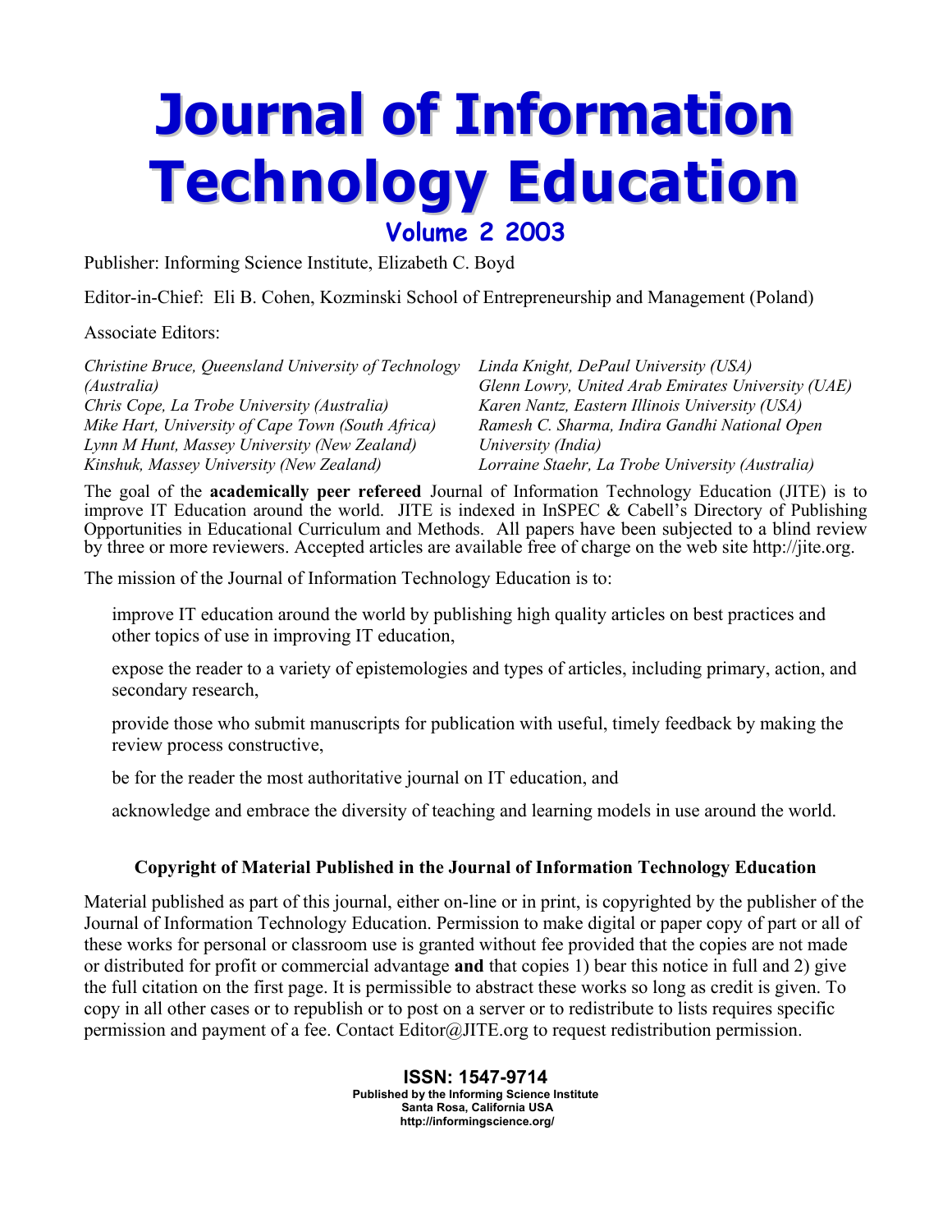# Journal of Information Technology Education

## Volume 2 2003

Publisher: Informing Science Institute, Elizabeth C. Boyd

Editor-in-Chief: Eli B. Cohen, Kozminski School of Entrepreneurship and Management (Poland)

Associate Editors:

*Christine Bruce, Queensland University of Technology (Australia)*
*Chris Cope, La Trobe University (Australia)*
*Mike Hart, University of Cape Town (South Africa)*
*Lynn M Hunt, Massey University (New Zealand)*
*Kinshuk, Massey University (New Zealand)*
*Linda Knight, DePaul University (USA)*
*Glenn Lowry, United Arab Emirates University (UAE)*
*Karen Nantz, Eastern Illinois University (USA)*
*Ramesh C. Sharma, Indira Gandhi National Open University (India)*
*Lorraine Staehr, La Trobe University (Australia)*

The goal of the **academically peer refereed** Journal of Information Technology Education (JITE) is to improve IT Education around the world. JITE is indexed in InSPEC & Cabell's Directory of Publishing Opportunities in Educational Curriculum and Methods. All papers have been subjected to a blind review by three or more reviewers. Accepted articles are available free of charge on the web site http://jite.org.

The mission of the Journal of Information Technology Education is to:

improve IT education around the world by publishing high quality articles on best practices and other topics of use in improving IT education,

expose the reader to a variety of epistemologies and types of articles, including primary, action, and secondary research,

provide those who submit manuscripts for publication with useful, timely feedback by making the review process constructive,

be for the reader the most authoritative journal on IT education, and

acknowledge and embrace the diversity of teaching and learning models in use around the world.

### Copyright of Material Published in the Journal of Information Technology Education

Material published as part of this journal, either on-line or in print, is copyrighted by the publisher of the Journal of Information Technology Education. Permission to make digital or paper copy of part or all of these works for personal or classroom use is granted without fee provided that the copies are not made or distributed for profit or commercial advantage **and** that copies 1) bear this notice in full and 2) give the full citation on the first page. It is permissible to abstract these works so long as credit is given. To copy in all other cases or to republish or to post on a server or to redistribute to lists requires specific permission and payment of a fee. Contact Editor@JITE.org to request redistribution permission.

**ISSN: 1547-9714**
**Published by the Informing Science Institute**
**Santa Rosa, California USA**
**http://informingscience.org/**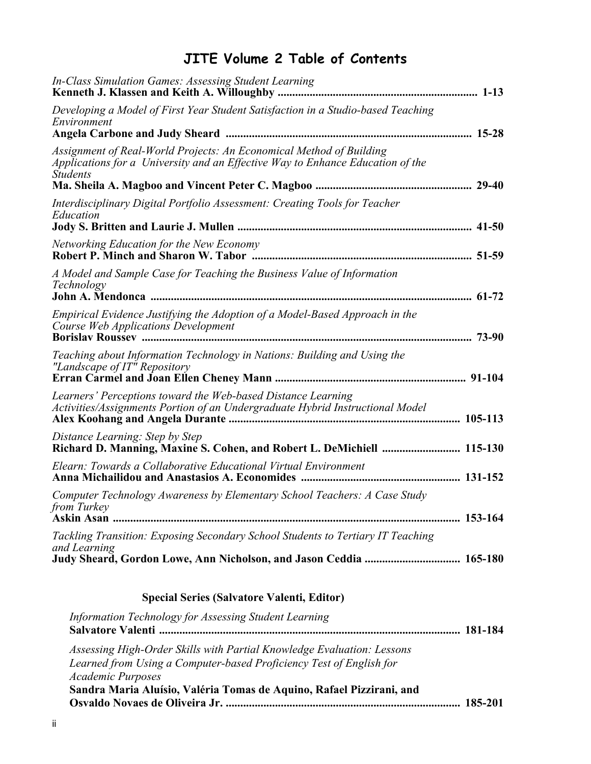# JITE Volume 2 Table of Contents

*In-Class Simulation Games: Assessing Student Learning*
**Kenneth J. Klassen and Keith A. Willoughby** .................................................................... **1-13**

*Developing a Model of First Year Student Satisfaction in a Studio-based Teaching Environment*
**Angela Carbone and Judy Sheard** .................................................................................... **15-28**

*Assignment of Real-World Projects: An Economical Method of Building Applications for a University and an Effective Way to Enhance Education of the Students*
**Ma. Sheila A. Magboo and Vincent Peter C. Magboo** ..................................................... **29-40**

*Interdisciplinary Digital Portfolio Assessment: Creating Tools for Teacher Education*
**Jody S. Britten and Laurie J. Mullen** ................................................................................ **41-50**

*Networking Education for the New Economy*
**Robert P. Minch and Sharon W. Tabor** ............................................................................ **51-59**

*A Model and Sample Case for Teaching the Business Value of Information Technology*
**John A. Mendonca** ............................................................................................................ **61-72**

*Empirical Evidence Justifying the Adoption of a Model-Based Approach in the Course Web Applications Development*
**Borislav Roussev** ............................................................................................................... **73-90**

*Teaching about Information Technology in Nations: Building and Using the "Landscape of IT" Repository*
**Erran Carmel and Joan Ellen Cheney Mann** ................................................................. **91-104**

*Learners' Perceptions toward the Web-based Distance Learning Activities/Assignments Portion of an Undergraduate Hybrid Instructional Model*
**Alex Koohang and Angela Durante** ............................................................................... **105-113**

*Distance Learning: Step by Step*
**Richard D. Manning, Maxine S. Cohen, and Robert L. DeMichiell** ........................... **115-130**

*Elearn: Towards a Collaborative Educational Virtual Environment*
**Anna Michailidou and Anastasios A. Economides** ...................................................... **131-152**

*Computer Technology Awareness by Elementary School Teachers: A Case Study from Turkey*
**Askin Asan** ...................................................................................................................... **153-164**

*Tackling Transition: Exposing Secondary School Students to Tertiary IT Teaching and Learning*
**Judy Sheard, Gordon Lowe, Ann Nicholson, and Jason Ceddia** ................................. **165-180**

## Special Series (Salvatore Valenti, Editor)

*Information Technology for Assessing Student Learning*
**Salvatore Valenti** ........................................................................................................... **181-184**

*Assessing High-Order Skills with Partial Knowledge Evaluation: Lessons Learned from Using a Computer-based Proficiency Test of English for Academic Purposes*
**Sandra Maria Aluísio, Valéria Tomas de Aquino, Rafael Pizzirani, and Osvaldo Novaes de Oliveira Jr.** ................................................................................ **185-201**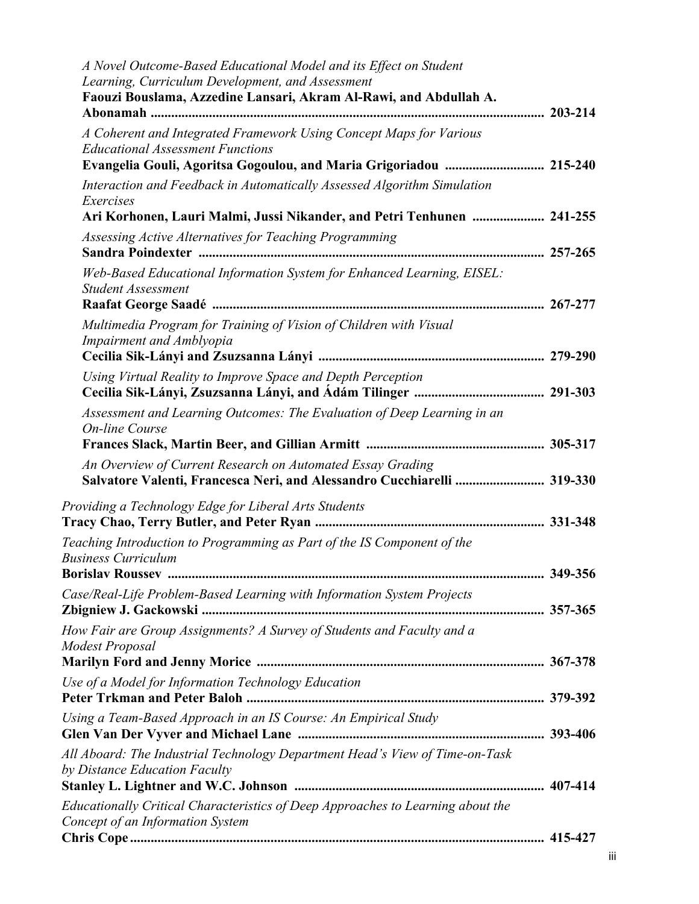*A Novel Outcome-Based Educational Model and its Effect on Student Learning, Curriculum Development, and Assessment*
**Faouzi Bouslama, Azzedine Lansari, Akram Al-Rawi, and Abdullah A. Abonamah** ........ 203-214

*A Coherent and Integrated Framework Using Concept Maps for Various Educational Assessment Functions*
**Evangelia Gouli, Agoritsa Gogoulou, and Maria Grigoriadou** ........ 215-240

*Interaction and Feedback in Automatically Assessed Algorithm Simulation Exercises*
**Ari Korhonen, Lauri Malmi, Jussi Nikander, and Petri Tenhunen** ........ 241-255

*Assessing Active Alternatives for Teaching Programming*
**Sandra Poindexter** ........ 257-265

*Web-Based Educational Information System for Enhanced Learning, EISEL: Student Assessment*
**Raafat George Saadé** ........ 267-277

*Multimedia Program for Training of Vision of Children with Visual Impairment and Amblyopia*
**Cecilia Sik-Lányi and Zsuzsanna Lányi** ........ 279-290

*Using Virtual Reality to Improve Space and Depth Perception*
**Cecilia Sik-Lányi, Zsuzsanna Lányi, and Ádám Tilinger** ........ 291-303

*Assessment and Learning Outcomes: The Evaluation of Deep Learning in an On-line Course*
**Frances Slack, Martin Beer, and Gillian Armitt** ........ 305-317

*An Overview of Current Research on Automated Essay Grading*
**Salvatore Valenti, Francesca Neri, and Alessandro Cucchiarelli** ........ 319-330

*Providing a Technology Edge for Liberal Arts Students*
**Tracy Chao, Terry Butler, and Peter Ryan** ........ 331-348

*Teaching Introduction to Programming as Part of the IS Component of the Business Curriculum*
**Borislav Roussev** ........ 349-356

*Case/Real-Life Problem-Based Learning with Information System Projects*
**Zbigniew J. Gackowski** ........ 357-365

*How Fair are Group Assignments? A Survey of Students and Faculty and a Modest Proposal*
**Marilyn Ford and Jenny Morice** ........ 367-378

*Use of a Model for Information Technology Education*
**Peter Trkman and Peter Baloh** ........ 379-392

*Using a Team-Based Approach in an IS Course: An Empirical Study*
**Glen Van Der Vyver and Michael Lane** ........ 393-406

*All Aboard: The Industrial Technology Department Head's View of Time-on-Task by Distance Education Faculty*
**Stanley L. Lightner and W.C. Johnson** ........ 407-414

*Educationally Critical Characteristics of Deep Approaches to Learning about the Concept of an Information System*
**Chris Cope** ........ 415-427